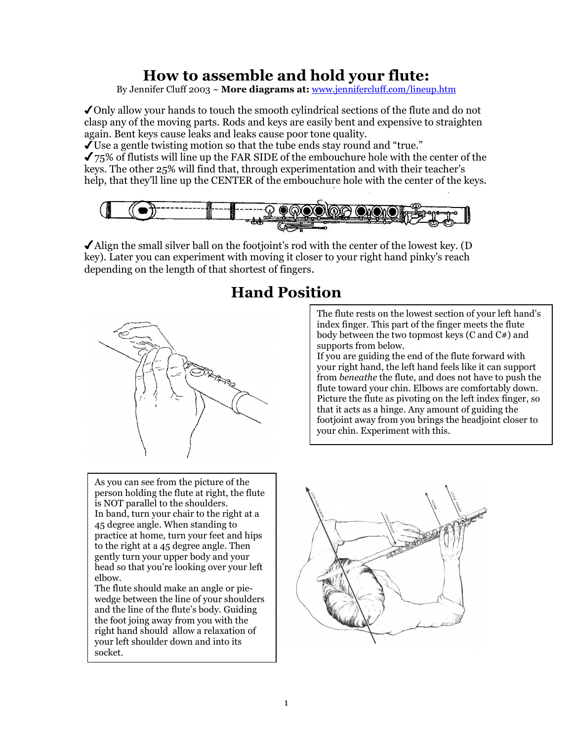# How to assemble and hold your flute:

By Jennifer Cluff 2003 ~ **More diagrams at:** [www.jennifercluff.com/lineup.htm](www.jennifercluff.com/lineup.htm)

✓Only allow your hands to touch the smooth cylindrical sections of the flute and do not clasp any of the moving parts. Rods and keys are easily bent and expensive to straighten again. Bent keys cause leaks and leaks cause poor tone quality.

✓Use a gentle twisting motion so that the tube ends stay round and "true."

✓75% of flutists will line up the FAR SIDE of the embouchure hole with the center of the keys. The other 25% will find that, through experimentation and with their teacher's help, that they'll line up the CENTER of the embouchure hole with the center of the keys.

✓Align the small silver ball on the footjoint's rod with the center of the lowest key. (D key). Later you can experiment with moving it closer to your right hand pinky's reach depending on the length of that shortest of fingers.

## Hand Position

The flute rests on the lowest section of your left hand's index finger. This part of the finger meets the flute body between the two topmost keys (C and C#) and supports from below.

If you are guiding the end of the flute forward with your right hand, the left hand feels like it can support from *beneathe* the flute, and does not have to push the flute toward your chin. Elbows are comfortably down. Picture the flute as pivoting on the left index finger, so that it acts as a hinge. Any amount of guiding the footjoint away from you brings the headjoint closer to your chin. Experiment with this.

As you can see from the picture of the person holding the flute at right, the flute is NOT parallel to the shoulders.

In band, turn your chair to the right at a 45 degree angle. When standing to practice at home, turn your feet and hips to the right at a 45 degree angle. Then gently turn your upper body and your head so that you're looking over your left elbow.

The flute should make an angle or pie-wedge between the line of your shoulders and the line of the flute's body. Guiding the foot joing away from you with the right hand should allow a relaxation of your left shoulder down and into its socket.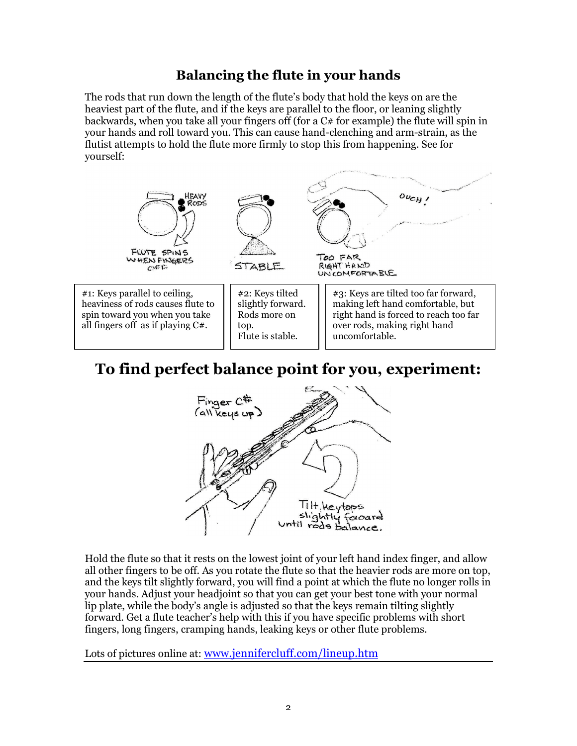## Balancing the flute in your hands

The rods that run down the length of the flute's body that hold the keys on are the heaviest part of the flute, and if the keys are parallel to the floor, or leaning slightly backwards, when you take all your fingers off (for a C# for example) the flute will spin in your hands and roll toward you. This can cause hand-clenching and arm-strain, as the flutist attempts to hold the flute more firmly to stop this from happening. See for yourself:

HEAVY RODS

FLUTE SPINS WHEN FINGERS OFF

STABLE

OUCH!

TOO FAR RIGHT HAND UNCOMFORTABLE

| | | |
|---|---|---|
| #1: Keys parallel to ceiling, heaviness of rods causes flute to spin toward you when you take all fingers off as if playing C#. | #2: Keys tilted slightly forward. Rods more on top. Flute is stable. | #3: Keys are tilted too far forward, making left hand comfortable, but right hand is forced to reach too far over rods, making right hand uncomfortable. |

# To find perfect balance point for you, experiment:

Finger C# (all keys up)

Tilt keytops slightly forward until rods balance.

Hold the flute so that it rests on the lowest joint of your left hand index finger, and allow all other fingers to be off. As you rotate the flute so that the heavier rods are more on top, and the keys tilt slightly forward, you will find a point at which the flute no longer rolls in your hands. Adjust your headjoint so that you can get your best tone with your normal lip plate, while the body's angle is adjusted so that the keys remain tilting slightly forward. Get a flute teacher's help with this if you have specific problems with short fingers, long fingers, cramping hands, leaking keys or other flute problems.

Lots of pictures online at: [www.jennifercluff.com/lineup.htm](http://www.jennifercluff.com/lineup.htm)